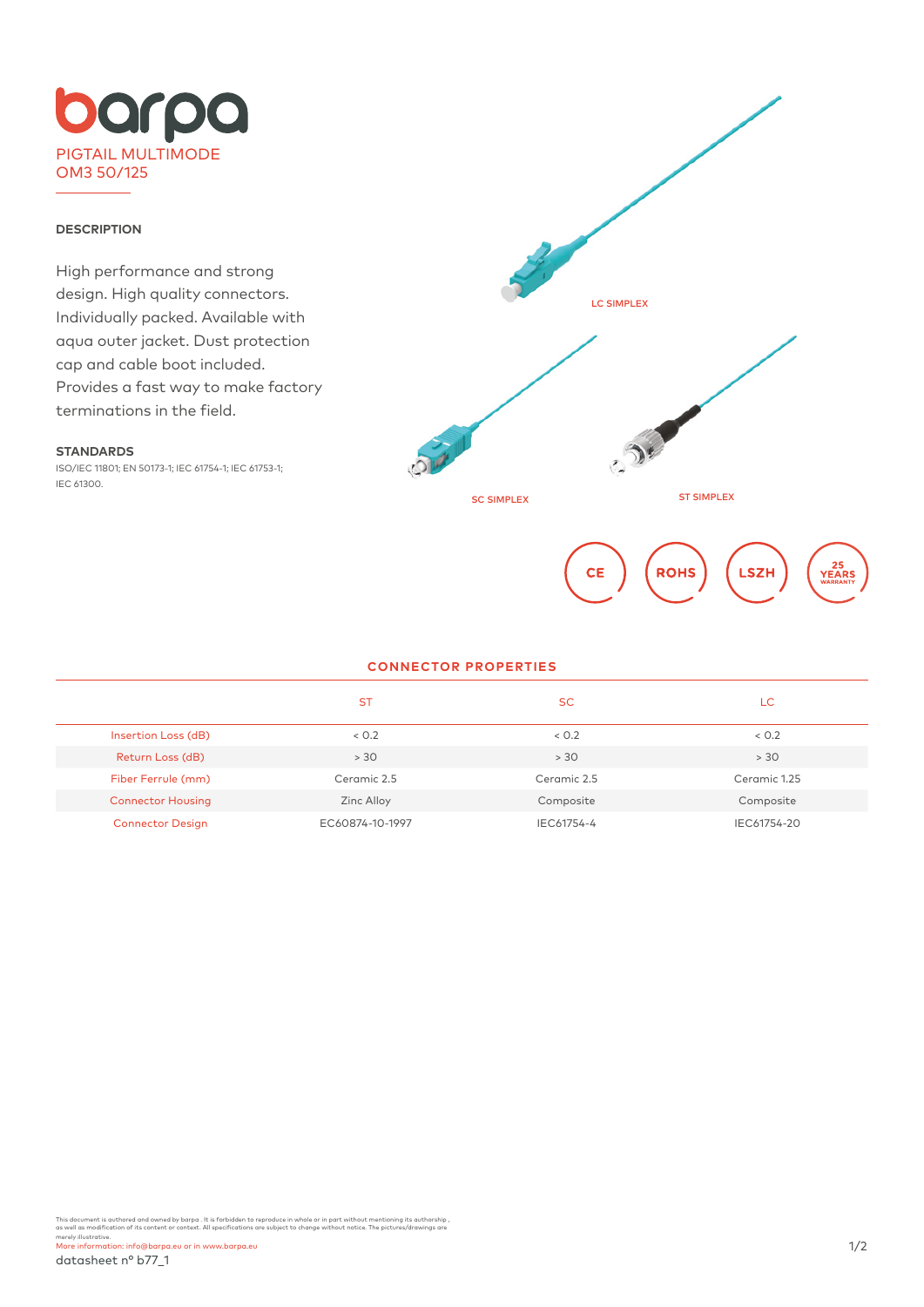# barpa

## PIGTAIL MULTIMODE OM3 50/125

### DESCRIPTION

High performance and strong design. High quality connectors. Individually packed. Available with aqua outer jacket. Dust protection cap and cable boot included. Provides a fast way to make factory terminations in the field.

### STANDARDS

ISO/IEC 11801; EN 50173-1; IEC 61754-1; IEC 61753-1; IEC 61300.

LC SIMPLEX

SC SIMPLEX

ST SIMPLEX

CE | ROHS | LSZH | 25 YEARS WARRANTY

### CONNECTOR PROPERTIES

| | ST | SC | LC |
|---|---|---|---|
| Insertion Loss (dB) | < 0.2 | < 0.2 | < 0.2 |
| Return Loss (dB) | > 30 | > 30 | > 30 |
| Fiber Ferrule (mm) | Ceramic 2.5 | Ceramic 2.5 | Ceramic 1.25 |
| Connector Housing | Zinc Alloy | Composite | Composite |
| Connector Design | EC60874-10-1997 | IEC61754-4 | IEC61754-20 |

This document is authored and owned by barpa . It is forbidden to reproduce in whole or in part without mentioning its authorship , as well as modification of its content or context. All specifications are subject to change without notice. The pictures/drawings are merely illustrative.

More information: info@barpa.eu or in www.barpa.eu

datasheet nº b77_1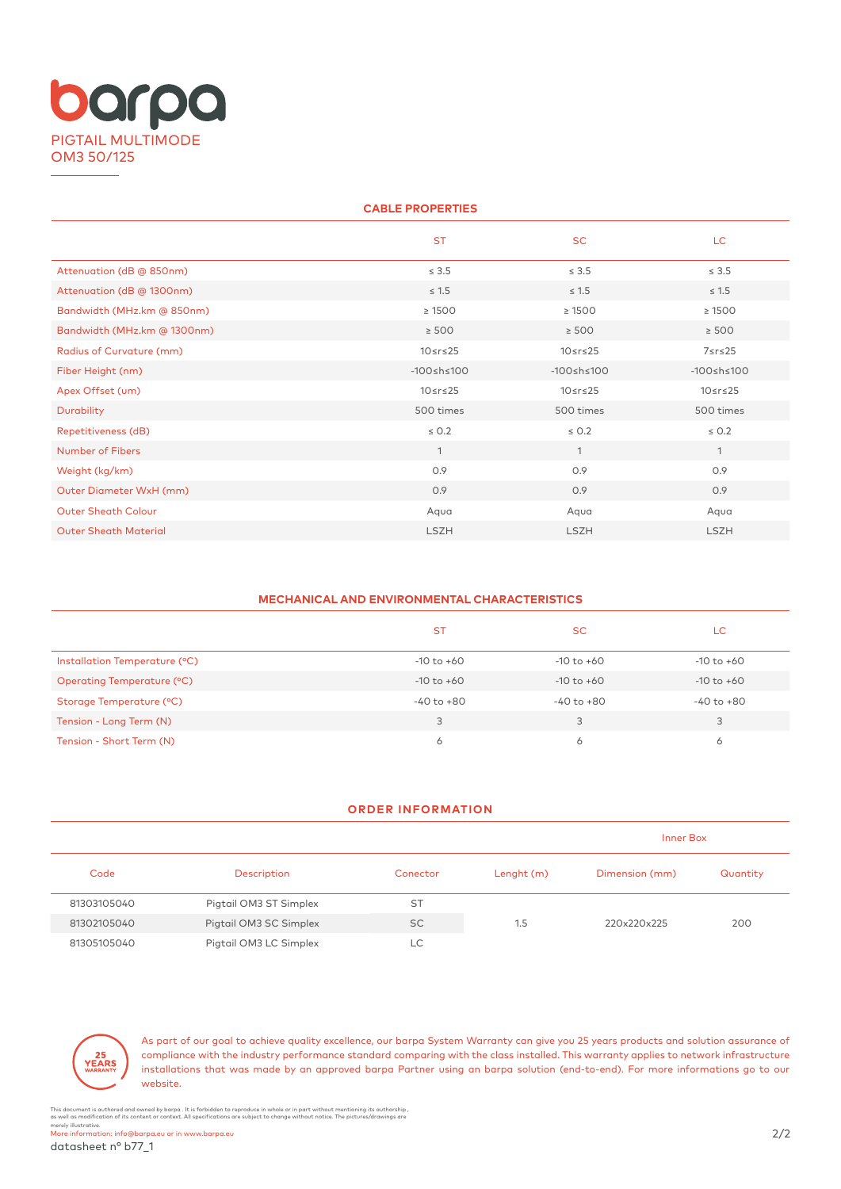# barpa

PIGTAIL MULTIMODE
OM3 50/125

## CABLE PROPERTIES

| | ST | SC | LC |
|---|---|---|---|
| Attenuation (dB @ 850nm) | ≤ 3.5 | ≤ 3.5 | ≤ 3.5 |
| Attenuation (dB @ 1300nm) | ≤ 1.5 | ≤ 1.5 | ≤ 1.5 |
| Bandwidth (MHz.km @ 850nm) | ≥ 1500 | ≥ 1500 | ≥ 1500 |
| Bandwidth (MHz.km @ 1300nm) | ≥ 500 | ≥ 500 | ≥ 500 |
| Radius of Curvature (mm) | 10≤r≤25 | 10≤r≤25 | 7≤r≤25 |
| Fiber Height (nm) | -100≤h≤100 | -100≤h≤100 | -100≤h≤100 |
| Apex Offset (um) | 10≤r≤25 | 10≤r≤25 | 10≤r≤25 |
| Durability | 500 times | 500 times | 500 times |
| Repetitiveness (dB) | ≤ 0.2 | ≤ 0.2 | ≤ 0.2 |
| Number of Fibers | 1 | 1 | 1 |
| Weight (kg/km) | 0.9 | 0.9 | 0.9 |
| Outer Diameter WxH (mm) | 0.9 | 0.9 | 0.9 |
| Outer Sheath Colour | Aqua | Aqua | Aqua |
| Outer Sheath Material | LSZH | LSZH | LSZH |

## MECHANICAL AND ENVIRONMENTAL CHARACTERISTICS

| | ST | SC | LC |
|---|---|---|---|
| Installation Temperature (ºC) | -10 to +60 | -10 to +60 | -10 to +60 |
| Operating Temperature (ºC) | -10 to +60 | -10 to +60 | -10 to +60 |
| Storage Temperature (ºC) | -40 to +80 | -40 to +80 | -40 to +80 |
| Tension - Long Term (N) | 3 | 3 | 3 |
| Tension - Short Term (N) | 6 | 6 | 6 |

## ORDER INFORMATION

| | | | | Inner Box | |
|---|---|---|---|---|---|
| Code | Description | Conector | Lenght (m) | Dimension (mm) | Quantity |
| 81303105040 | Pigtail OM3 ST Simplex | ST | 1.5 | 220x220x225 | 200 |
| 81302105040 | Pigtail OM3 SC Simplex | SC | | | |
| 81305105040 | Pigtail OM3 LC Simplex | LC | | | |

25 YEARS WARRANTY

As part of our goal to achieve quality excellence, our barpa System Warranty can give you 25 years products and solution assurance of compliance with the industry performance standard comparing with the class installed. This warranty applies to network infrastructure installations that was made by an approved barpa Partner using an barpa solution (end-to-end). For more informations go to our website.

This document is authored and owned by barpa . It is forbidden to reproduce in whole or in part without mentioning its authorship , as well as modification of its content or context. All specifications are subject to change without notice. The pictures/drawings are merely illustrative.
More information: info@barpa.eu or in www.barpa.eu

datasheet nº b77_1